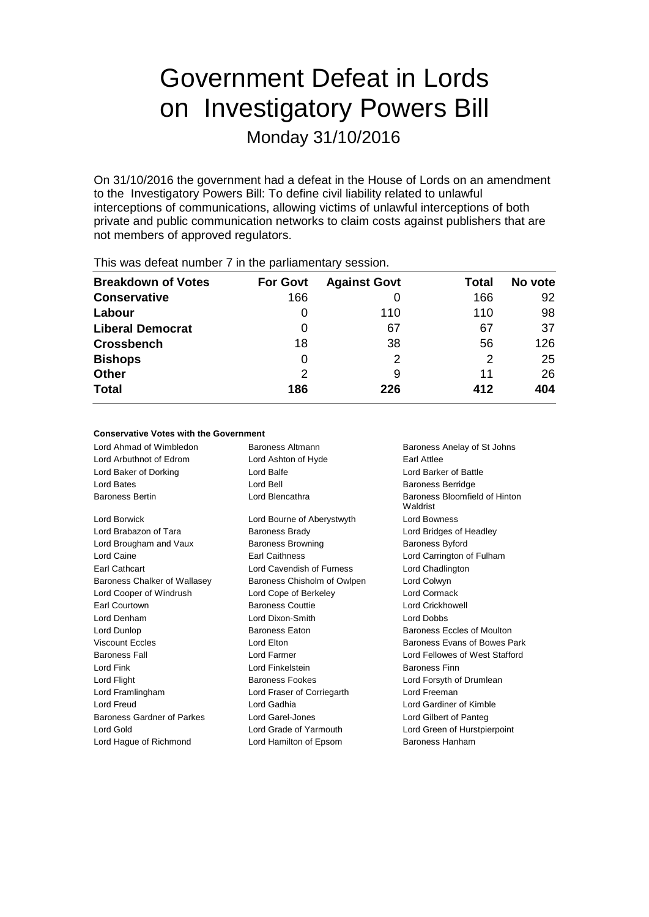# Government Defeat in Lords on Investigatory Powers Bill

Monday 31/10/2016

On 31/10/2016 the government had a defeat in the House of Lords on an amendment to the Investigatory Powers Bill: To define civil liability related to unlawful interceptions of communications, allowing victims of unlawful interceptions of both private and public communication networks to claim costs against publishers that are not members of approved regulators.

This was defeat number 7 in the parliamentary session.

| Breakdown of Votes | For Govt | Against Govt | Total | No vote |
|---|---|---|---|---|
| **Conservative** | 166 | 0 | 166 | 92 |
| **Labour** | 0 | 110 | 110 | 98 |
| **Liberal Democrat** | 0 | 67 | 67 | 37 |
| **Crossbench** | 18 | 38 | 56 | 126 |
| **Bishops** | 0 | 2 | 2 | 25 |
| **Other** | 2 | 9 | 11 | 26 |
| **Total** | **186** | **226** | **412** | **404** |

#### Conservative Votes with the Government

| | | |
|---|---|---|
| Lord Ahmad of Wimbledon | Baroness Altmann | Baroness Anelay of St Johns |
| Lord Arbuthnot of Edrom | Lord Ashton of Hyde | Earl Attlee |
| Lord Baker of Dorking | Lord Balfe | Lord Barker of Battle |
| Lord Bates | Lord Bell | Baroness Berridge |
| Baroness Bertin | Lord Blencathra | Baroness Bloomfield of Hinton Waldrist |
| Lord Borwick | Lord Bourne of Aberystwyth | Lord Bowness |
| Lord Brabazon of Tara | Baroness Brady | Lord Bridges of Headley |
| Lord Brougham and Vaux | Baroness Browning | Baroness Byford |
| Lord Caine | Earl Caithness | Lord Carrington of Fulham |
| Earl Cathcart | Lord Cavendish of Furness | Lord Chadlington |
| Baroness Chalker of Wallasey | Baroness Chisholm of Owlpen | Lord Colwyn |
| Lord Cooper of Windrush | Lord Cope of Berkeley | Lord Cormack |
| Earl Courtown | Baroness Couttie | Lord Crickhowell |
| Lord Denham | Lord Dixon-Smith | Lord Dobbs |
| Lord Dunlop | Baroness Eaton | Baroness Eccles of Moulton |
| Viscount Eccles | Lord Elton | Baroness Evans of Bowes Park |
| Baroness Fall | Lord Farmer | Lord Fellowes of West Stafford |
| Lord Fink | Lord Finkelstein | Baroness Finn |
| Lord Flight | Baroness Fookes | Lord Forsyth of Drumlean |
| Lord Framlingham | Lord Fraser of Corriegarth | Lord Freeman |
| Lord Freud | Lord Gadhia | Lord Gardiner of Kimble |
| Baroness Gardner of Parkes | Lord Garel-Jones | Lord Gilbert of Panteg |
| Lord Gold | Lord Grade of Yarmouth | Lord Green of Hurstpierpoint |
| Lord Hague of Richmond | Lord Hamilton of Epsom | Baroness Hanham |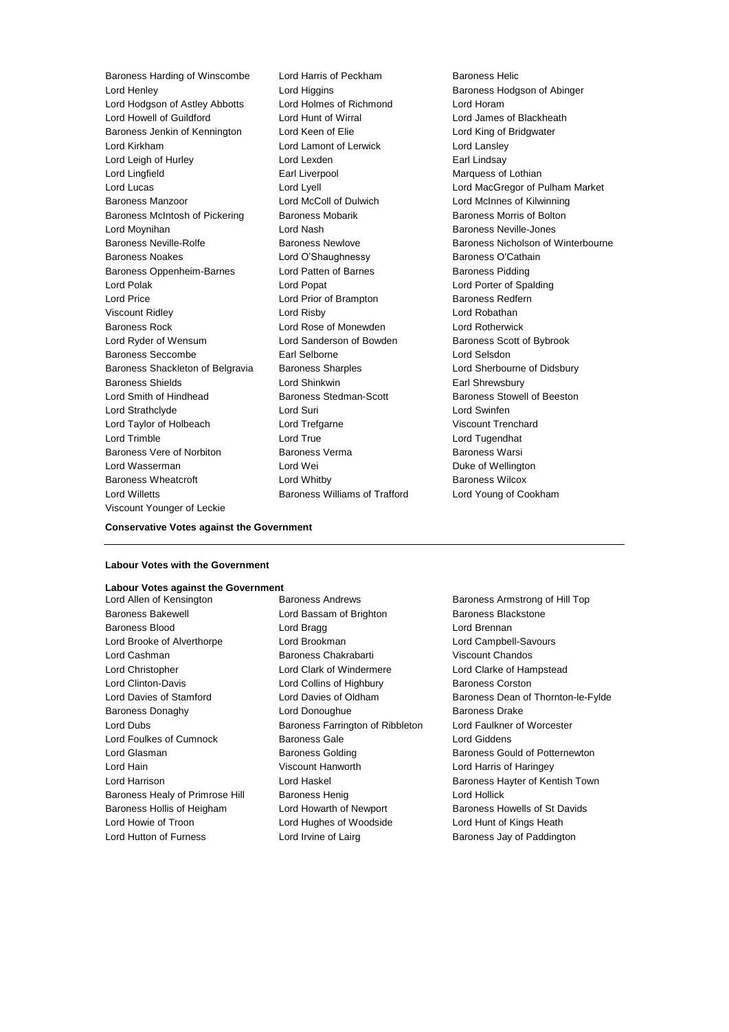Baroness Harding of Winscombe
Lord Harris of Peckham
Baroness Helic
Lord Henley
Lord Higgins
Baroness Hodgson of Abinger
Lord Hodgson of Astley Abbotts
Lord Holmes of Richmond
Lord Horam
Lord Howell of Guildford
Lord Hunt of Wirral
Lord James of Blackheath
Baroness Jenkin of Kennington
Lord Keen of Elie
Lord King of Bridgwater
Lord Kirkham
Lord Lamont of Lerwick
Lord Lansley
Lord Leigh of Hurley
Lord Lexden
Earl Lindsay
Lord Lingfield
Earl Liverpool
Marquess of Lothian
Lord Lucas
Lord Lyell
Lord MacGregor of Pulham Market
Baroness Manzoor
Lord McColl of Dulwich
Lord McInnes of Kilwinning
Baroness McIntosh of Pickering
Baroness Mobarik
Baroness Morris of Bolton
Lord Moynihan
Lord Nash
Baroness Neville-Jones
Baroness Neville-Rolfe
Baroness Newlove
Baroness Nicholson of Winterbourne
Baroness Noakes
Lord O'Shaughnessy
Baroness O'Cathain
Baroness Oppenheim-Barnes
Lord Patten of Barnes
Baroness Pidding
Lord Polak
Lord Popat
Lord Porter of Spalding
Lord Price
Lord Prior of Brampton
Baroness Redfern
Viscount Ridley
Lord Risby
Lord Robathan
Baroness Rock
Lord Rose of Monewden
Lord Rotherwick
Lord Ryder of Wensum
Lord Sanderson of Bowden
Baroness Scott of Bybrook
Baroness Seccombe
Earl Selborne
Lord Selsdon
Baroness Shackleton of Belgravia
Baroness Sharples
Lord Sherbourne of Didsbury
Baroness Shields
Lord Shinkwin
Earl Shrewsbury
Lord Smith of Hindhead
Baroness Stedman-Scott
Baroness Stowell of Beeston
Lord Strathclyde
Lord Suri
Lord Swinfen
Lord Taylor of Holbeach
Lord Trefgarne
Viscount Trenchard
Lord Trimble
Lord True
Lord Tugendhat
Baroness Vere of Norbiton
Baroness Verma
Baroness Warsi
Lord Wasserman
Lord Wei
Duke of Wellington
Baroness Wheatcroft
Lord Whitby
Baroness Wilcox
Lord Willetts
Baroness Williams of Trafford
Lord Young of Cookham
Viscount Younger of Leckie

**Conservative Votes against the Government**

---

**Labour Votes with the Government**

**Labour Votes against the Government**

Lord Allen of Kensington
Baroness Andrews
Baroness Armstrong of Hill Top
Baroness Bakewell
Lord Bassam of Brighton
Baroness Blackstone
Baroness Blood
Lord Bragg
Lord Brennan
Lord Brooke of Alverthorpe
Lord Brookman
Lord Campbell-Savours
Lord Cashman
Baroness Chakrabarti
Viscount Chandos
Lord Christopher
Lord Clark of Windermere
Lord Clarke of Hampstead
Lord Clinton-Davis
Lord Collins of Highbury
Baroness Corston
Lord Davies of Stamford
Lord Davies of Oldham
Baroness Dean of Thornton-le-Fylde
Baroness Donaghy
Lord Donoughue
Baroness Drake
Lord Dubs
Baroness Farrington of Ribbleton
Lord Faulkner of Worcester
Lord Foulkes of Cumnock
Baroness Gale
Lord Giddens
Lord Glasman
Baroness Golding
Baroness Gould of Potternewton
Lord Hain
Viscount Hanworth
Lord Harris of Haringey
Lord Harrison
Lord Haskel
Baroness Hayter of Kentish Town
Baroness Healy of Primrose Hill
Baroness Henig
Lord Hollick
Baroness Hollis of Heigham
Lord Howarth of Newport
Baroness Howells of St Davids
Lord Howie of Troon
Lord Hughes of Woodside
Lord Hunt of Kings Heath
Lord Hutton of Furness
Lord Irvine of Lairg
Baroness Jay of Paddington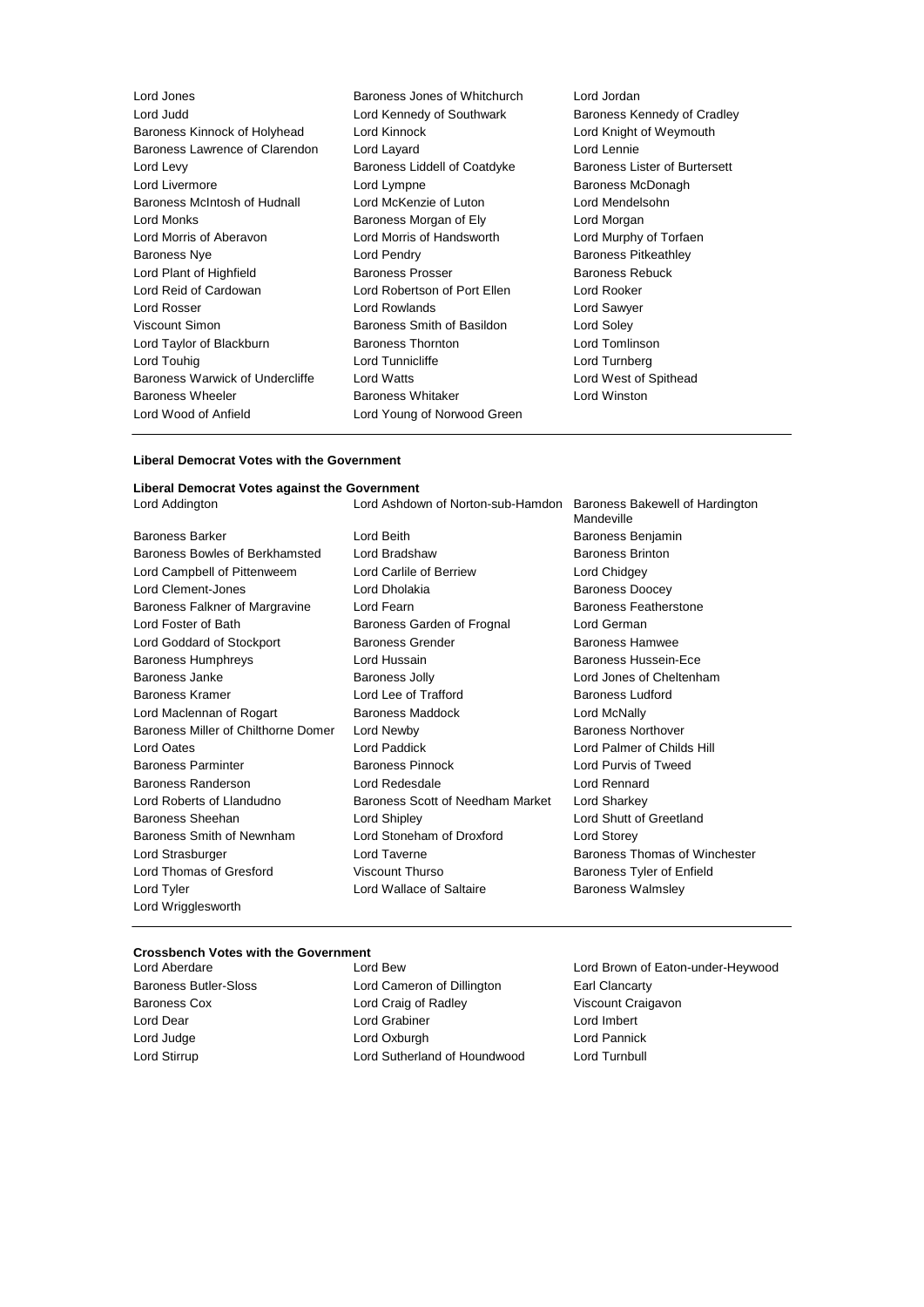Lord Jones
Baroness Jones of Whitchurch
Lord Jordan
Lord Judd
Lord Kennedy of Southwark
Baroness Kennedy of Cradley
Baroness Kinnock of Holyhead
Lord Kinnock
Lord Knight of Weymouth
Baroness Lawrence of Clarendon
Lord Layard
Lord Lennie
Lord Levy
Baroness Liddell of Coatdyke
Baroness Lister of Burtersett
Lord Livermore
Lord Lympne
Baroness McDonagh
Baroness McIntosh of Hudnall
Lord McKenzie of Luton
Lord Mendelsohn
Lord Monks
Baroness Morgan of Ely
Lord Morgan
Lord Morris of Aberavon
Lord Morris of Handsworth
Lord Murphy of Torfaen
Baroness Nye
Lord Pendry
Baroness Pitkeathley
Lord Plant of Highfield
Baroness Prosser
Baroness Rebuck
Lord Reid of Cardowan
Lord Robertson of Port Ellen
Lord Rooker
Lord Rosser
Lord Rowlands
Lord Sawyer
Viscount Simon
Baroness Smith of Basildon
Lord Soley
Lord Taylor of Blackburn
Baroness Thornton
Lord Tomlinson
Lord Touhig
Lord Tunnicliffe
Lord Turnberg
Baroness Warwick of Undercliffe
Lord Watts
Lord West of Spithead
Baroness Wheeler
Baroness Whitaker
Lord Winston
Lord Wood of Anfield
Lord Young of Norwood Green

---

**Liberal Democrat Votes with the Government**

**Liberal Democrat Votes against the Government**

Lord Addington
Lord Ashdown of Norton-sub-Hamdon
Baroness Bakewell of Hardington Mandeville
Baroness Barker
Lord Beith
Baroness Benjamin
Baroness Bowles of Berkhamsted
Lord Bradshaw
Baroness Brinton
Lord Campbell of Pittenweem
Lord Carlile of Berriew
Lord Chidgey
Lord Clement-Jones
Lord Dholakia
Baroness Doocey
Baroness Falkner of Margravine
Lord Fearn
Baroness Featherstone
Lord Foster of Bath
Baroness Garden of Frognal
Lord German
Lord Goddard of Stockport
Baroness Grender
Baroness Hamwee
Baroness Humphreys
Lord Hussain
Baroness Hussein-Ece
Baroness Janke
Baroness Jolly
Lord Jones of Cheltenham
Baroness Kramer
Lord Lee of Trafford
Baroness Ludford
Lord Maclennan of Rogart
Baroness Maddock
Lord McNally
Baroness Miller of Chilthorne Domer
Lord Newby
Baroness Northover
Lord Oates
Lord Paddick
Lord Palmer of Childs Hill
Baroness Parminter
Baroness Pinnock
Lord Purvis of Tweed
Baroness Randerson
Lord Redesdale
Lord Rennard
Lord Roberts of Llandudno
Baroness Scott of Needham Market
Lord Sharkey
Baroness Sheehan
Lord Shipley
Lord Shutt of Greetland
Baroness Smith of Newnham
Lord Stoneham of Droxford
Lord Storey
Lord Strasburger
Lord Taverne
Baroness Thomas of Winchester
Lord Thomas of Gresford
Viscount Thurso
Baroness Tyler of Enfield
Lord Tyler
Lord Wallace of Saltaire
Baroness Walmsley
Lord Wrigglesworth

---

**Crossbench Votes with the Government**

Lord Aberdare
Lord Bew
Lord Brown of Eaton-under-Heywood
Baroness Butler-Sloss
Lord Cameron of Dillington
Earl Clancarty
Baroness Cox
Lord Craig of Radley
Viscount Craigavon
Lord Dear
Lord Grabiner
Lord Imbert
Lord Judge
Lord Oxburgh
Lord Pannick
Lord Stirrup
Lord Sutherland of Houndwood
Lord Turnbull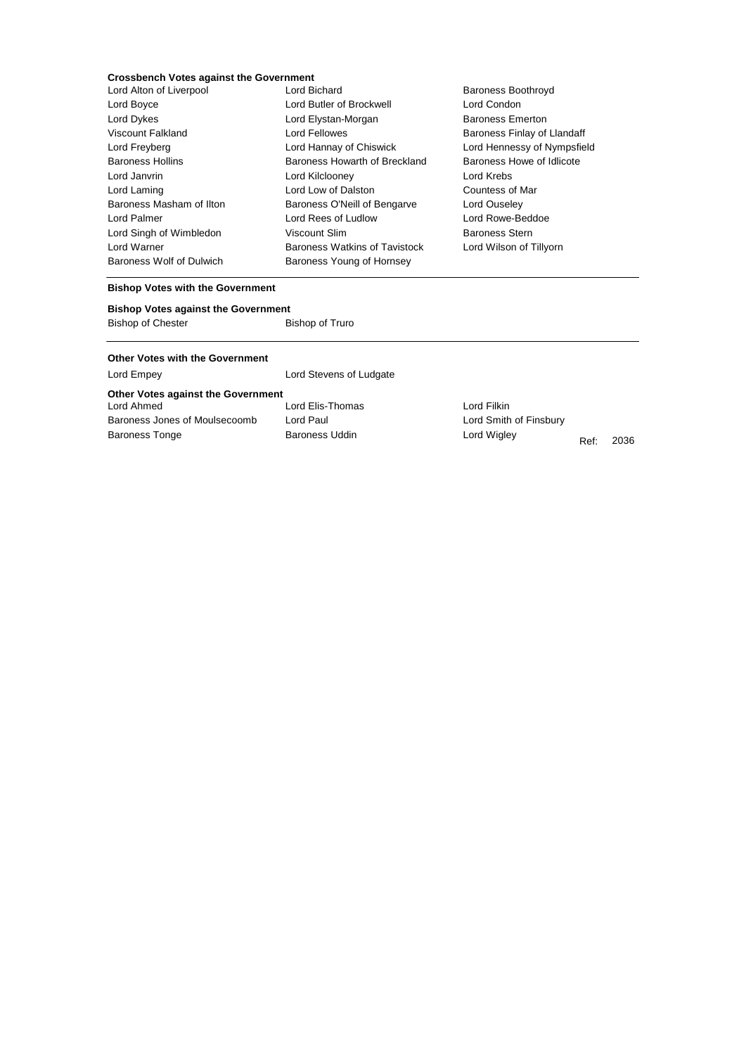**Crossbench Votes against the Government**

Lord Alton of Liverpool
Lord Bichard
Baroness Boothroyd
Lord Boyce
Lord Butler of Brockwell
Lord Condon
Lord Dykes
Lord Elystan-Morgan
Baroness Emerton
Viscount Falkland
Lord Fellowes
Baroness Finlay of Llandaff
Lord Freyberg
Lord Hannay of Chiswick
Lord Hennessy of Nympsfield
Baroness Hollins
Baroness Howarth of Breckland
Baroness Howe of Idlicote
Lord Janvrin
Lord Kilclooney
Lord Krebs
Lord Laming
Lord Low of Dalston
Countess of Mar
Baroness Masham of Ilton
Baroness O'Neill of Bengarve
Lord Ouseley
Lord Palmer
Lord Rees of Ludlow
Lord Rowe-Beddoe
Lord Singh of Wimbledon
Viscount Slim
Baroness Stern
Lord Warner
Baroness Watkins of Tavistock
Lord Wilson of Tillyorn
Baroness Wolf of Dulwich
Baroness Young of Hornsey

**Bishop Votes with the Government**

**Bishop Votes against the Government**

Bishop of Chester
Bishop of Truro

**Other Votes with the Government**

Lord Empey
Lord Stevens of Ludgate

**Other Votes against the Government**

Lord Ahmed
Lord Elis-Thomas
Lord Filkin
Baroness Jones of Moulsecoomb
Lord Paul
Lord Smith of Finsbury
Baroness Tonge
Baroness Uddin
Lord Wigley

Ref: 2036